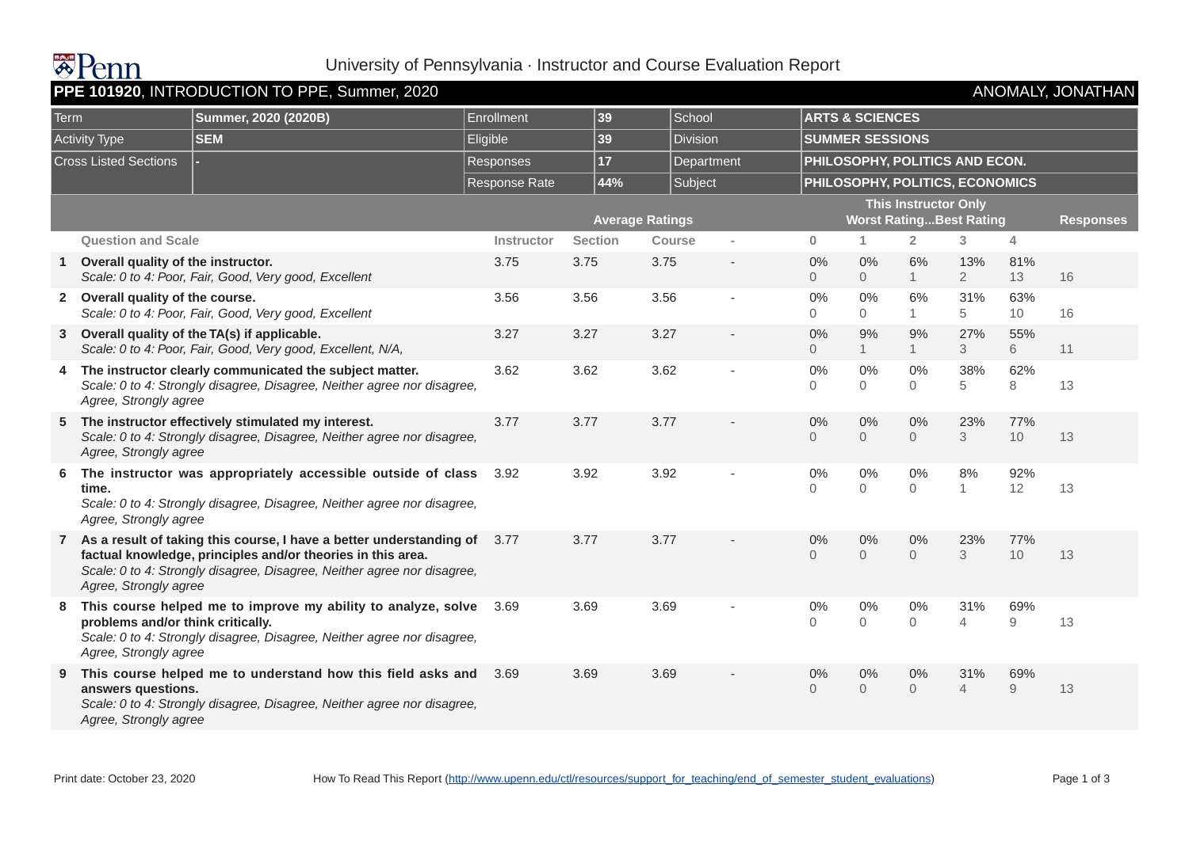University of Pennsylvania · Instructor and Course Evaluation Report

## **PPE 101920**, INTRODUCTION TO PPE, Summer, 2020 — ANOMALY, JONATHAN

| Term | Summer, 2020 (2020B) | Enrollment | 39 | School | ARTS & SCIENCES |
|---|---|---|---|---|---|
| Activity Type | SEM | Eligible | 39 | Division | SUMMER SESSIONS |
| Cross Listed Sections | - | Responses | 17 | Department | PHILOSOPHY, POLITICS AND ECON. |
| | | Response Rate | 44% | Subject | PHILOSOPHY, POLITICS, ECONOMICS |

| | Question and Scale | Average Ratings: Instructor | Section | Course | - | This Instructor Only (Worst Rating...Best Rating): 0 | 1 | 2 | 3 | 4 | Responses |
|---|---|---|---|---|---|---|---|---|---|---|---|
| 1 | **Overall quality of the instructor.** *Scale: 0 to 4: Poor, Fair, Good, Very good, Excellent* | 3.75 | 3.75 | 3.75 | - | 0% 0 | 0% 0 | 6% 1 | 13% 2 | 81% 13 | 16 |
| 2 | **Overall quality of the course.** *Scale: 0 to 4: Poor, Fair, Good, Very good, Excellent* | 3.56 | 3.56 | 3.56 | - | 0% 0 | 0% 0 | 6% 1 | 31% 5 | 63% 10 | 16 |
| 3 | **Overall quality of the TA(s) if applicable.** *Scale: 0 to 4: Poor, Fair, Good, Very good, Excellent, N/A,* | 3.27 | 3.27 | 3.27 | - | 0% 0 | 9% 1 | 9% 1 | 27% 3 | 55% 6 | 11 |
| 4 | **The instructor clearly communicated the subject matter.** *Scale: 0 to 4: Strongly disagree, Disagree, Neither agree nor disagree, Agree, Strongly agree* | 3.62 | 3.62 | 3.62 | - | 0% 0 | 0% 0 | 0% 0 | 38% 5 | 62% 8 | 13 |
| 5 | **The instructor effectively stimulated my interest.** *Scale: 0 to 4: Strongly disagree, Disagree, Neither agree nor disagree, Agree, Strongly agree* | 3.77 | 3.77 | 3.77 | - | 0% 0 | 0% 0 | 0% 0 | 23% 3 | 77% 10 | 13 |
| 6 | **The instructor was appropriately accessible outside of class time.** *Scale: 0 to 4: Strongly disagree, Disagree, Neither agree nor disagree, Agree, Strongly agree* | 3.92 | 3.92 | 3.92 | - | 0% 0 | 0% 0 | 0% 0 | 8% 1 | 92% 12 | 13 |
| 7 | **As a result of taking this course, I have a better understanding of factual knowledge, principles and/or theories in this area.** *Scale: 0 to 4: Strongly disagree, Disagree, Neither agree nor disagree, Agree, Strongly agree* | 3.77 | 3.77 | 3.77 | - | 0% 0 | 0% 0 | 0% 0 | 23% 3 | 77% 10 | 13 |
| 8 | **This course helped me to improve my ability to analyze, solve problems and/or think critically.** *Scale: 0 to 4: Strongly disagree, Disagree, Neither agree nor disagree, Agree, Strongly agree* | 3.69 | 3.69 | 3.69 | - | 0% 0 | 0% 0 | 0% 0 | 31% 4 | 69% 9 | 13 |
| 9 | **This course helped me to understand how this field asks and answers questions.** *Scale: 0 to 4: Strongly disagree, Disagree, Neither agree nor disagree, Agree, Strongly agree* | 3.69 | 3.69 | 3.69 | - | 0% 0 | 0% 0 | 0% 0 | 31% 4 | 69% 9 | 13 |

Print date: October 23, 2020 — How To Read This Report (http://www.upenn.edu/ctl/resources/support_for_teaching/end_of_semester_student_evaluations)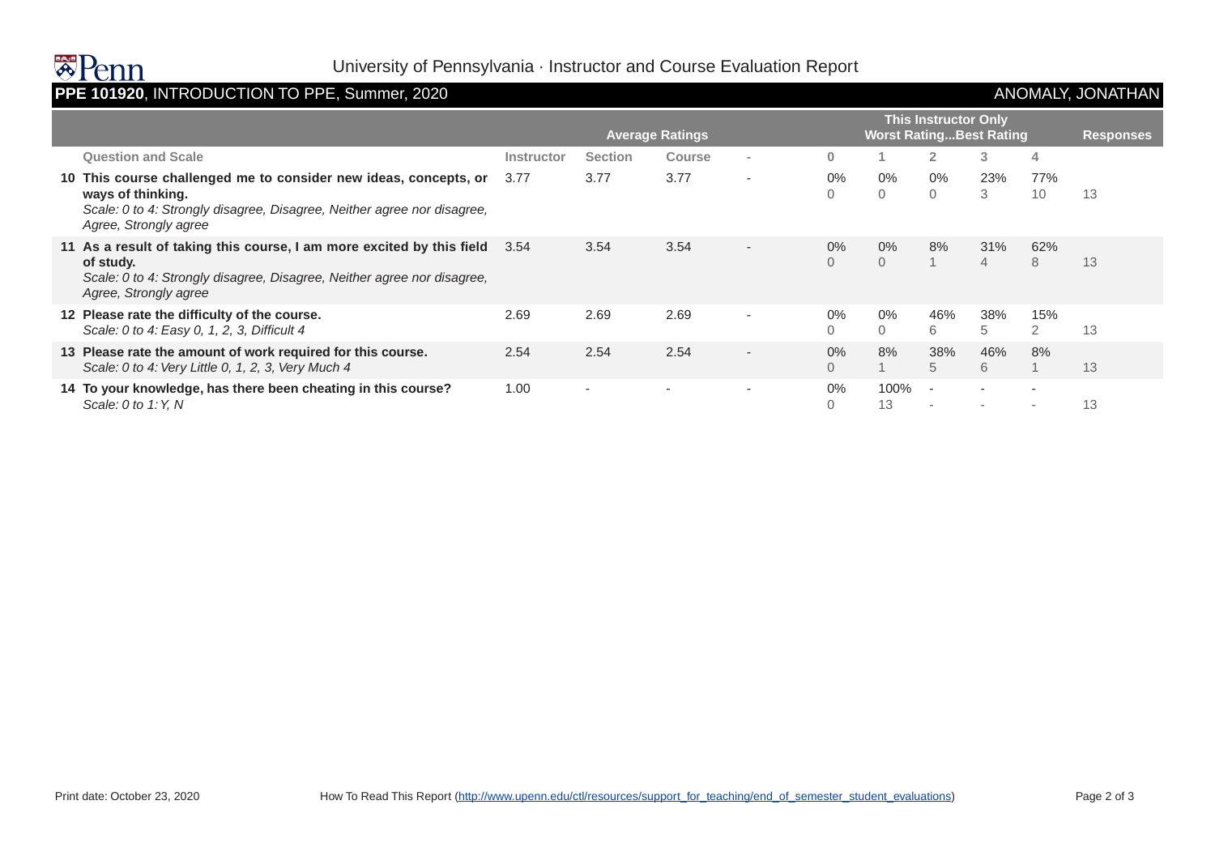University of Pennsylvania · Instructor and Course Evaluation Report

**PPE 101920**, INTRODUCTION TO PPE, Summer, 2020 — ANOMALY, JONATHAN

| | Average Ratings | | | | This Instructor Only Worst Rating...Best Rating | | | | | Responses |
|---|---|---|---|---|---|---|---|---|---|---|
| **Question and Scale** | **Instructor** | **Section** | **Course** | **-** | **0** | **1** | **2** | **3** | **4** | |
| **10 This course challenged me to consider new ideas, concepts, or ways of thinking.** *Scale: 0 to 4: Strongly disagree, Disagree, Neither agree nor disagree, Agree, Strongly agree* | 3.77 | 3.77 | 3.77 | - | 0% 0 | 0% 0 | 0% 0 | 23% 3 | 77% 10 | 13 |
| **11 As a result of taking this course, I am more excited by this field of study.** *Scale: 0 to 4: Strongly disagree, Disagree, Neither agree nor disagree, Agree, Strongly agree* | 3.54 | 3.54 | 3.54 | - | 0% 0 | 0% 0 | 8% 1 | 31% 4 | 62% 8 | 13 |
| **12 Please rate the difficulty of the course.** *Scale: 0 to 4: Easy 0, 1, 2, 3, Difficult 4* | 2.69 | 2.69 | 2.69 | - | 0% 0 | 0% 0 | 46% 6 | 38% 5 | 15% 2 | 13 |
| **13 Please rate the amount of work required for this course.** *Scale: 0 to 4: Very Little 0, 1, 2, 3, Very Much 4* | 2.54 | 2.54 | 2.54 | - | 0% 0 | 8% 1 | 38% 5 | 46% 6 | 8% 1 | 13 |
| **14 To your knowledge, has there been cheating in this course?** *Scale: 0 to 1: Y, N* | 1.00 | - | - | - | 0% 0 | 100% 13 | - - | - - | - - | 13 |

Print date: October 23, 2020

How To Read This Report (http://www.upenn.edu/ctl/resources/support_for_teaching/end_of_semester_student_evaluations)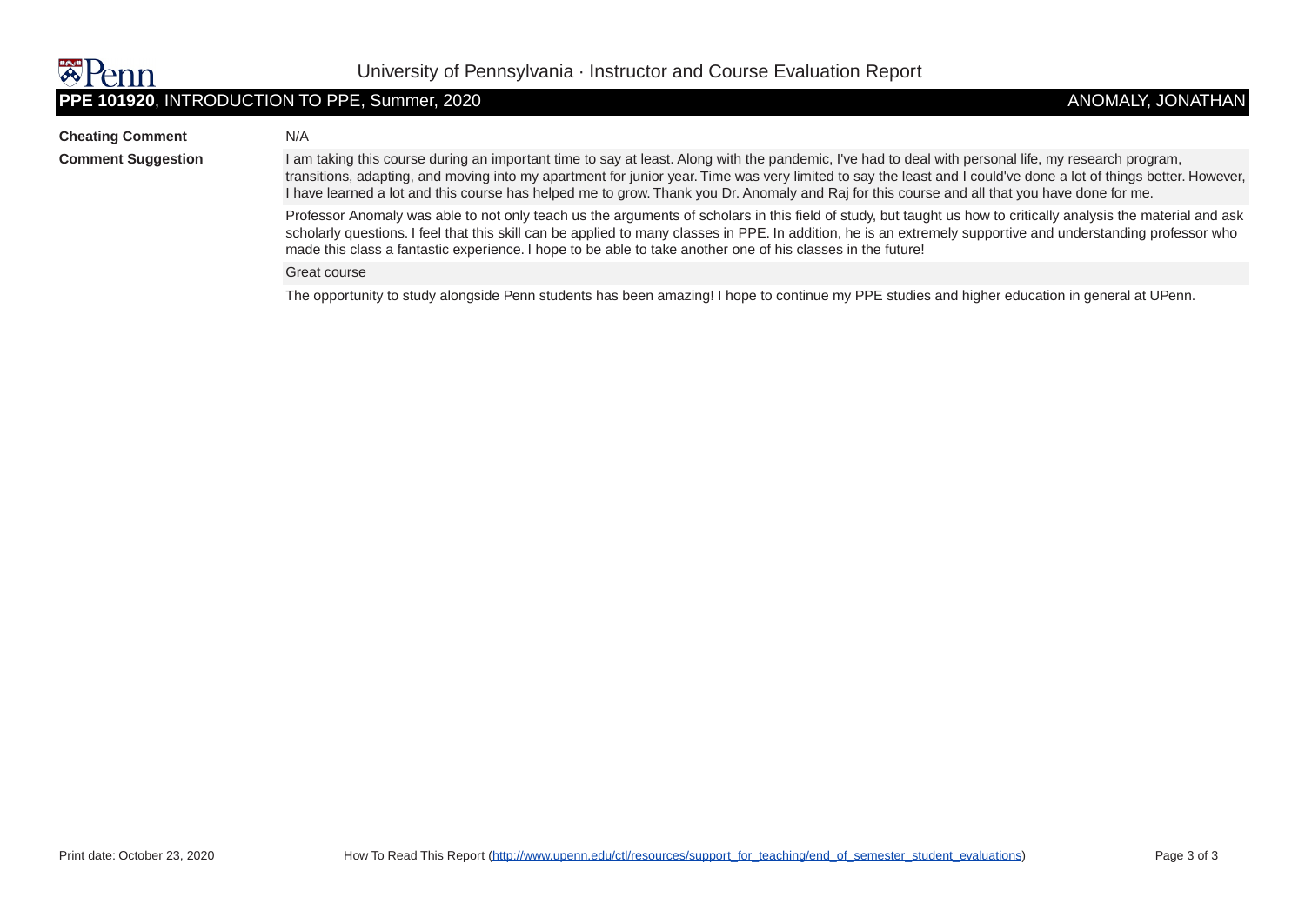University of Pennsylvania · Instructor and Course Evaluation Report

**PPE 101920**, INTRODUCTION TO PPE, Summer, 2020 — ANOMALY, JONATHAN

**Cheating Comment**

N/A

**Comment Suggestion**

I am taking this course during an important time to say at least. Along with the pandemic, I've had to deal with personal life, my research program, transitions, adapting, and moving into my apartment for junior year. Time was very limited to say the least and I could've done a lot of things better. However, I have learned a lot and this course has helped me to grow. Thank you Dr. Anomaly and Raj for this course and all that you have done for me.

Professor Anomaly was able to not only teach us the arguments of scholars in this field of study, but taught us how to critically analysis the material and ask scholarly questions. I feel that this skill can be applied to many classes in PPE. In addition, he is an extremely supportive and understanding professor who made this class a fantastic experience. I hope to be able to take another one of his classes in the future!

Great course

The opportunity to study alongside Penn students has been amazing! I hope to continue my PPE studies and higher education in general at UPenn.

Print date: October 23, 2020

How To Read This Report (http://www.upenn.edu/ctl/resources/support_for_teaching/end_of_semester_student_evaluations)